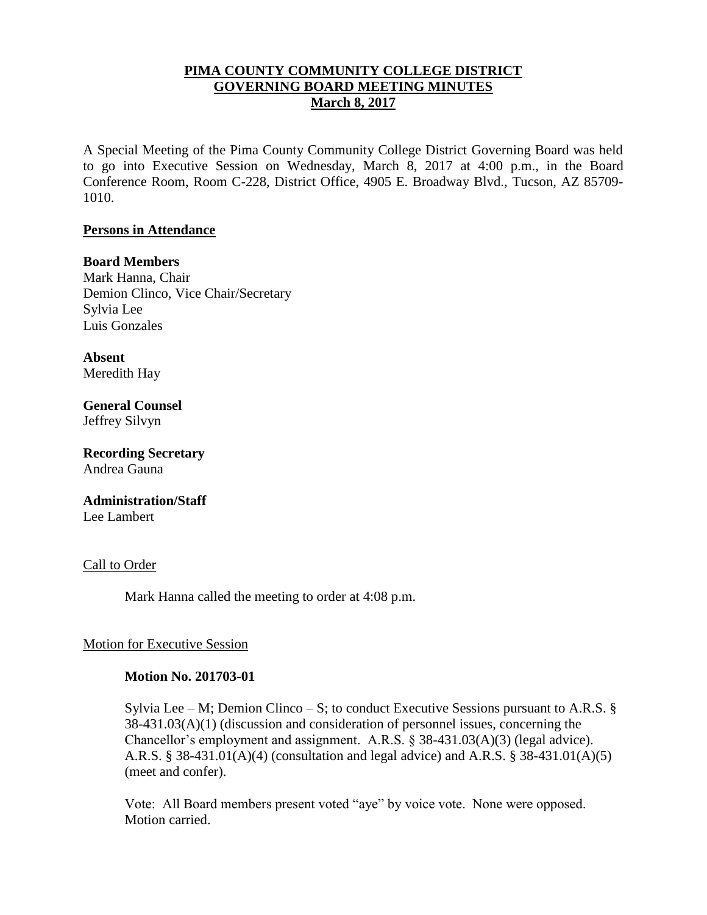# PIMA COUNTY COMMUNITY COLLEGE DISTRICT
# GOVERNING BOARD MEETING MINUTES
# March 8, 2017

A Special Meeting of the Pima County Community College District Governing Board was held to go into Executive Session on Wednesday, March 8, 2017 at 4:00 p.m., in the Board Conference Room, Room C-228, District Office, 4905 E. Broadway Blvd., Tucson, AZ 85709-1010.

## Persons in Attendance

**Board Members**
Mark Hanna, Chair
Demion Clinco, Vice Chair/Secretary
Sylvia Lee
Luis Gonzales

**Absent**
Meredith Hay

**General Counsel**
Jeffrey Silvyn

**Recording Secretary**
Andrea Gauna

**Administration/Staff**
Lee Lambert

## Call to Order

Mark Hanna called the meeting to order at 4:08 p.m.

## Motion for Executive Session

**Motion No. 201703-01**

Sylvia Lee – M; Demion Clinco – S; to conduct Executive Sessions pursuant to A.R.S. § 38-431.03(A)(1) (discussion and consideration of personnel issues, concerning the Chancellor's employment and assignment. A.R.S. § 38-431.03(A)(3) (legal advice). A.R.S. § 38-431.01(A)(4) (consultation and legal advice) and A.R.S. § 38-431.01(A)(5) (meet and confer).

Vote: All Board members present voted "aye" by voice vote. None were opposed. Motion carried.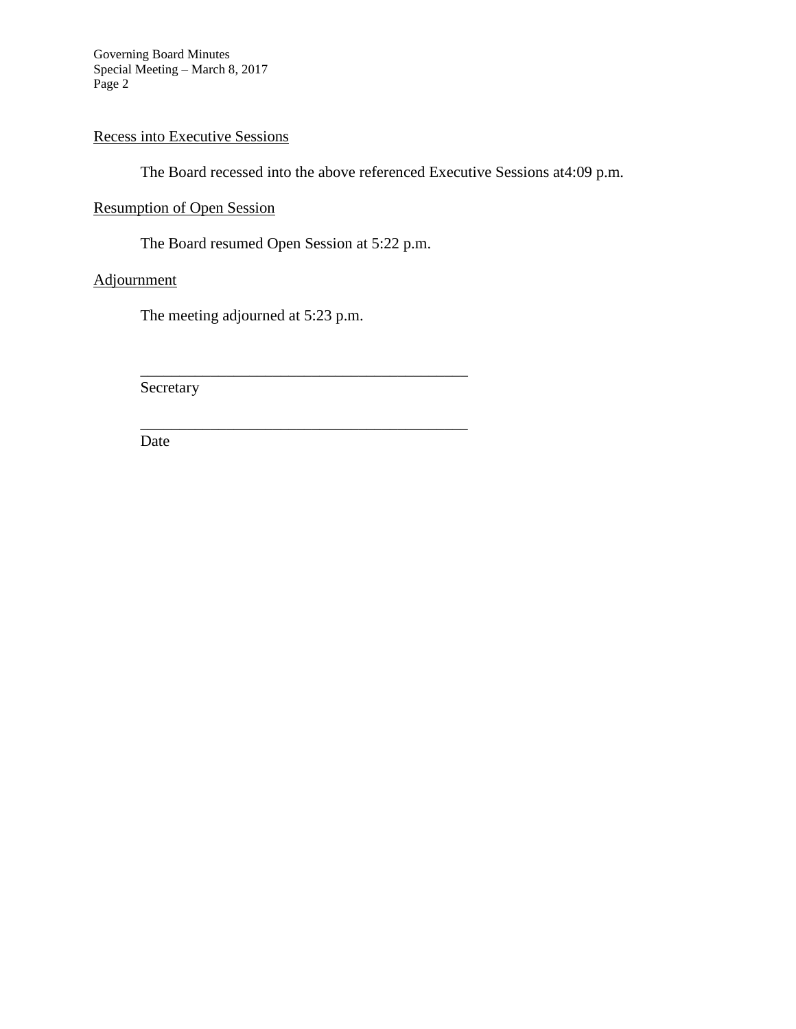Recess into Executive Sessions

The Board recessed into the above referenced Executive Sessions at4:09 p.m.

Resumption of Open Session

The Board resumed Open Session at 5:22 p.m.

Adjournment

The meeting adjourned at 5:23 p.m.

\_\_\_\_\_\_\_\_\_\_\_\_\_\_\_\_\_\_\_\_\_\_\_\_\_\_\_\_\_\_\_\_\_\_\_\_\_\_\_\_\_\_\_\_\_\_

Secretary

\_\_\_\_\_\_\_\_\_\_\_\_\_\_\_\_\_\_\_\_\_\_\_\_\_\_\_\_\_\_\_\_\_\_\_\_\_\_\_\_\_\_\_\_\_\_

Date